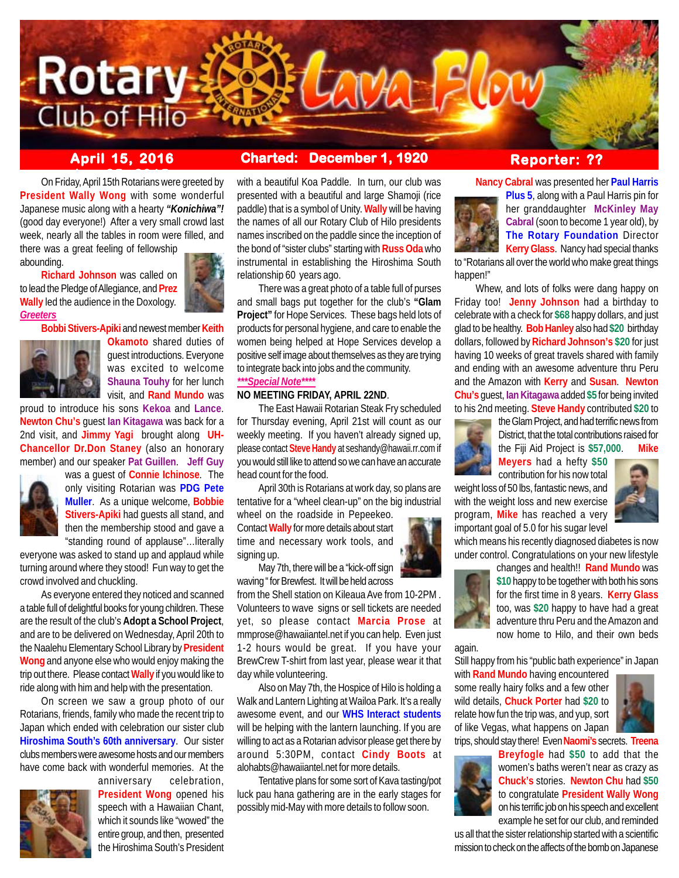# Rotary Club of Hilo Lava Flow

**April 15, 2016** | **Charted: December 1, 1920** | **Reporter: ??**

On Friday, April 15th Rotarians were greeted by **President Wally Wong** with some wonderful Japanese music along with a hearty ***"Konichiwa"!*** (good day everyone!) After a very small crowd last week, nearly all the tables in room were filled, and there was a great feeling of fellowship abounding.

**Richard Johnson** was called on to lead the Pledge of Allegiance, and **Prez Wally** led the audience in the Doxology.

***Greeters***

**Bobbi Stivers-Apiki** and newest member **Keith Okamoto** shared duties of guest introductions. Everyone was excited to welcome **Shauna Touhy** for her lunch visit, and **Rand Mundo** was proud to introduce his sons **Kekoa** and **Lance**. **Newton Chu's** guest **Ian Kitagawa** was back for a 2nd visit, and **Jimmy Yagi** brought along **UH-Chancellor Dr.Don Staney** (also an honorary member) and our speaker **Pat Guillen**. **Jeff Guy** was a guest of **Connie Ichinose**. The only visiting Rotarian was **PDG Pete Muller**. As a unique welcome, **Bobbie Stivers-Apiki** had guests all stand, and then the membership stood and gave a "standing round of applause"…literally everyone was asked to stand up and applaud while turning around where they stood! Fun way to get the crowd involved and chuckling.

As everyone entered they noticed and scanned a table full of delightful books for young children. These are the result of the club's **Adopt a School Project**, and are to be delivered on Wednesday, April 20th to the Naalehu Elementary School Library by **President Wong** and anyone else who would enjoy making the trip out there. Please contact **Wally** if you would like to ride along with him and help with the presentation.

On screen we saw a group photo of our Rotarians, friends, family who made the recent trip to Japan which ended with celebration our sister club **Hiroshima South's 60th anniversary**. Our sister clubs members were awesome hosts and our members have come back with wonderful memories. At the anniversary celebration, **President Wong** opened his speech with a Hawaiian Chant, which it sounds like "wowed" the entire group, and then, presented the Hiroshima South's President with a beautiful Koa Paddle. In turn, our club was presented with a beautiful and large Shamoji (rice paddle) that is a symbol of Unity. **Wally** will be having the names of all our Rotary Club of Hilo presidents names inscribed on the paddle since the inception of the bond of "sister clubs" starting with **Russ Oda** who instrumental in establishing the Hiroshima South relationship 60 years ago.

There was a great photo of a table full of purses and small bags put together for the club's **"Glam Project"** for Hope Services. These bags held lots of products for personal hygiene, and care to enable the women being helped at Hope Services develop a positive self image about themselves as they are trying to integrate back into jobs and the community.

***\*\*\*Special Note\*\*\*\****

**NO MEETING FRIDAY, APRIL 22ND**.

The East Hawaii Rotarian Steak Fry scheduled for Thursday evening, April 21st will count as our weekly meeting. If you haven't already signed up, please contact **Steve Handy** at seshandy@hawaii.rr.com if you would still like to attend so we can have an accurate head count for the food.

April 30th is Rotarians at work day, so plans are tentative for a "wheel clean-up" on the big industrial wheel on the roadside in Pepeekeo. Contact **Wally** for more details about start time and necessary work tools, and signing up.

May 7th, there will be a "kick-off sign waving" for Brewfest. It will be held across from the Shell station on Kileaua Ave from 10-2PM . Volunteers to wave signs or sell tickets are needed yet, so please contact **Marcia Prose** at mmprose@hawaiiantel.net if you can help. Even just 1-2 hours would be great. If you have your BrewCrew T-shirt from last year, please wear it that day while volunteering.

Also on May 7th, the Hospice of Hilo is holding a Walk and Lantern Lighting at Wailoa Park. It's a really awesome event, and our **WHS Interact students** will be helping with the lantern launching. If you are willing to act as a Rotarian advisor please get there by around 5:30PM, contact **Cindy Boots** at alohabts@hawaiiantel.net for more details.

Tentative plans for some sort of Kava tasting/pot luck pau hana gathering are in the early stages for possibly mid-May with more details to follow soon.

**Nancy Cabral** was presented her **Paul Harris Plus 5**, along with a Paul Harris pin for her granddaughter **McKinley May Cabral** (soon to become 1 year old), by **The Rotary Foundation** Director **Kerry Glass**. Nancy had special thanks to "Rotarians all over the world who make great things happen!"

Whew, and lots of folks were dang happy on Friday too! **Jenny Johnson** had a birthday to celebrate with a check for **$68** happy dollars, and just glad to be healthy. **Bob Hanley** also had **$20** birthday dollars, followed by **Richard Johnson's $20** for just having 10 weeks of great travels shared with family and ending with an awesome adventure thru Peru and the Amazon with **Kerry** and **Susan**. **Newton Chu's** guest, **Ian Kitagawa** added **$5** for being invited to his 2nd meeting. **Steve Handy** contributed **$20** to the Glam Project, and had terrific news from District, that the total contributions raised for the Fiji Aid Project is **$57,000.** **Mike Meyers** had a hefty **$50** contribution for his now total weight loss of 50 lbs, fantastic news, and with the weight loss and new exercise program, **Mike** has reached a very important goal of 5.0 for his sugar level which means his recently diagnosed diabetes is now under control. Congratulations on your new lifestyle changes and health!! **Rand Mundo** was **$10** happy to be together with both his sons for the first time in 8 years. **Kerry Glass** too, was **$20** happy to have had a great adventure thru Peru and the Amazon and now home to Hilo, and their own beds again.

Still happy from his "public bath experience" in Japan with **Rand Mundo** having encountered some really hairy folks and a few other wild details, **Chuck Porter** had **$20** to relate how fun the trip was, and yup, sort of like Vegas, what happens on Japan trips, should stay there! Even **Naomi's** secrets. **Treena Breyfogle** had **$50** to add that the women's baths weren't near as crazy as **Chuck's** stories. **Newton Chu** had **$50** to congratulate **President Wally Wong** on his terrific job on his speech and excellent example he set for our club, and reminded us all that the sister relationship started with a scientific mission to check on the affects of the bomb on Japanese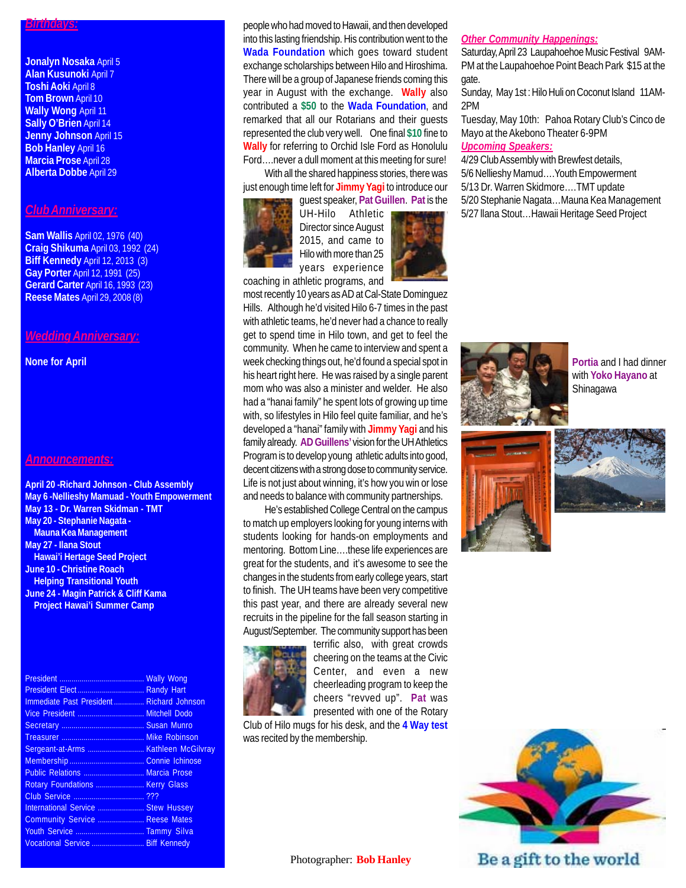## Birthdays:

**Jonalyn Nosaka** April 5
**Alan Kusunoki** April 7
**Toshi Aoki** April 8
**Tom Brown** April 10
**Wally Wong** April 11
**Sally O'Brien** April 14
**Jenny Johnson** April 15
**Bob Hanley** April 16
**Marcia Prose** April 28
**Alberta Dobbe** April 29

## Club Anniversary:

**Sam Wallis** April 02, 1976 (40)
**Craig Shikuma** April 03, 1992 (24)
**Biff Kennedy** April 12, 2013 (3)
**Gay Porter** April 12, 1991 (25)
**Gerard Carter** April 16, 1993 (23)
**Reese Mates** April 29, 2008 (8)

## Wedding Anniversary:

**None for April**

## Announcements:

**April 20 -Richard Johnson - Club Assembly**
**May 6 -Nellieshy Mamuad - Youth Empowerment**
**May 13 - Dr. Warren Skidman - TMT**
**May 20 - Stephanie Nagata - Mauna Kea Management**
**May 27 - Ilana Stout Hawai'i Hertage Seed Project**
**June 10 - Christine Roach Helping Transitional Youth**
**June 24 - Magin Patrick & Cliff Kama Project Hawai'i Summer Camp**

| | |
|---|---|
| President | Wally Wong |
| President Elect | Randy Hart |
| Immediate Past President | Richard Johnson |
| Vice President | Mitchell Dodo |
| Secretary | Susan Munro |
| Treasurer | Mike Robinson |
| Sergeant-at-Arms | Kathleen McGilvray |
| Membership | Connie Ichinose |
| Public Relations | Marcia Prose |
| Rotary Foundations | Kerry Glass |
| Club Service | ??? |
| International Service | Stew Hussey |
| Community Service | Reese Mates |
| Youth Service | Tammy Silva |
| Vocational Service | Biff Kennedy |

people who had moved to Hawaii, and then developed into this lasting friendship. His contribution went to the **Wada Foundation** which goes toward student exchange scholarships between Hilo and Hiroshima. There will be a group of Japanese friends coming this year in August with the exchange. **Wally** also contributed a **$50** to the **Wada Foundation**, and remarked that all our Rotarians and their guests represented the club very well. One final **$10** fine to **Wally** for referring to Orchid Isle Ford as Honolulu Ford….never a dull moment at this meeting for sure!

With all the shared happiness stories, there was just enough time left for **Jimmy Yagi** to introduce our guest speaker, **Pat Guillen**. **Pat** is the UH-Hilo Athletic Director since August 2015, and came to Hilo with more than 25 years experience coaching in athletic programs, and most recently 10 years as AD at Cal-State Dominguez Hills. Although he'd visited Hilo 6-7 times in the past with athletic teams, he'd never had a chance to really get to spend time in Hilo town, and get to feel the community. When he came to interview and spent a week checking things out, he'd found a special spot in his heart right here. He was raised by a single parent mom who was also a minister and welder. He also had a "hanai family" he spent lots of growing up time with, so lifestyles in Hilo feel quite familiar, and he's developed a "hanai" family with **Jimmy Yagi** and his family already. **AD Guillens'** vision for the UH Athletics Program is to develop young athletic adults into good, decent citizens with a strong dose to community service. Life is not just about winning, it's how you win or lose and needs to balance with community partnerships.

He's established College Central on the campus to match up employers looking for young interns with students looking for hands-on employments and mentoring. Bottom Line….these life experiences are great for the students, and it's awesome to see the changes in the students from early college years, start to finish. The UH teams have been very competitive this past year, and there are already several new recruits in the pipeline for the fall season starting in August/September. The community support has been terrific also, with great crowds cheering on the teams at the Civic Center, and even a new cheerleading program to keep the cheers "revved up". **Pat** was presented with one of the Rotary Club of Hilo mugs for his desk, and the **4 Way test** was recited by the membership.

Photographer: **Bob Hanley**

## Other Community Happenings:

Saturday, April 23 Laupahoehoe Music Festival 9AM-PM at the Laupahoehoe Point Beach Park $15 at the gate.
Sunday, May 1st : Hilo Huli on Coconut Island 11AM-2PM
Tuesday, May 10th: Pahoa Rotary Club's Cinco de Mayo at the Akebono Theater 6-9PM

## Upcoming Speakers:

4/29 Club Assembly with Brewfest details,
5/6 Nellieshy Mamud….Youth Empowerment
5/13 Dr. Warren Skidmore….TMT update
5/20 Stephanie Nagata…Mauna Kea Management
5/27 Ilana Stout…Hawaii Heritage Seed Project

**Portia** and I had dinner with **Yoko Hayano** at Shinagawa

Be a gift to the world